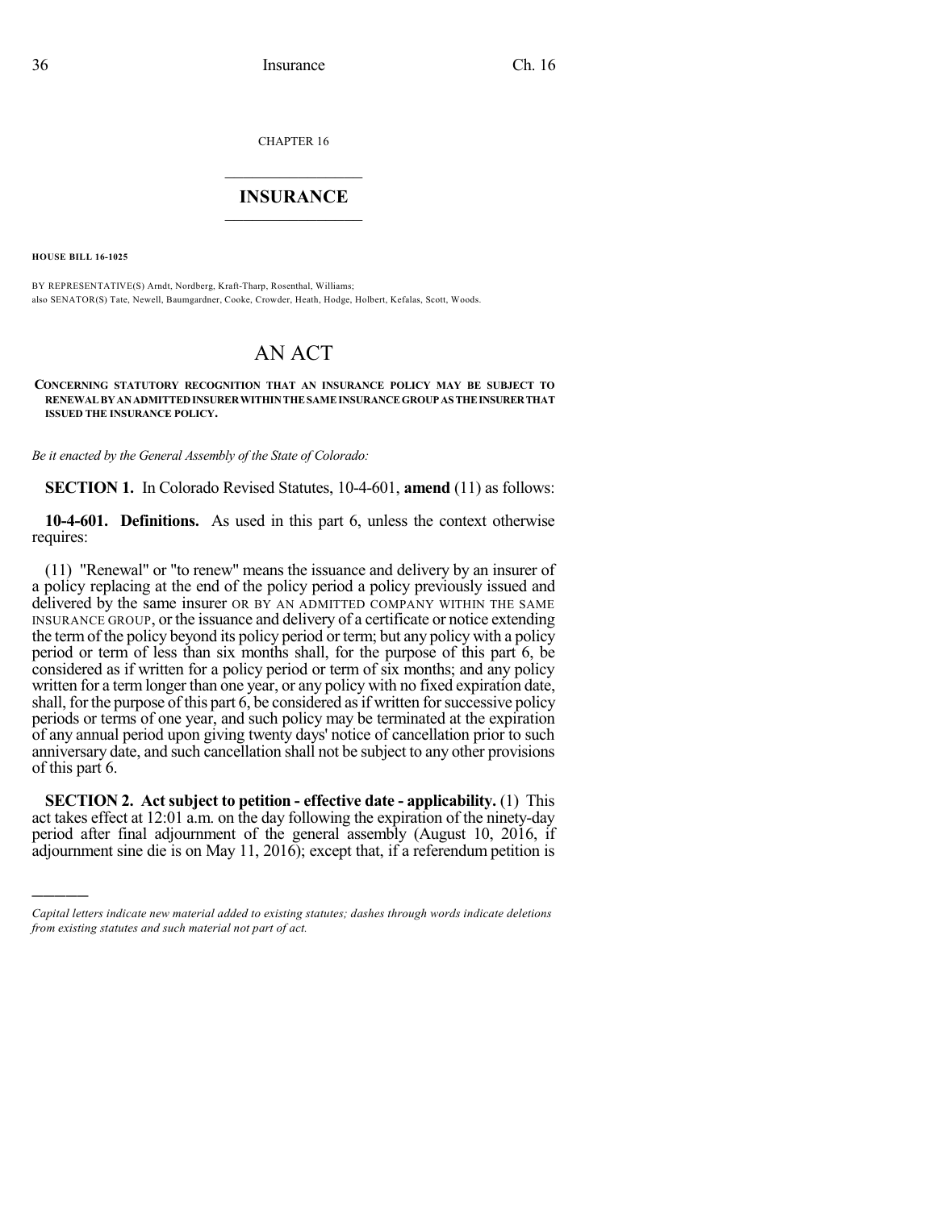CHAPTER 16

# INSURANCE

**HOUSE BILL 16-1025**

BY REPRESENTATIVE(S) Arndt, Nordberg, Kraft-Tharp, Rosenthal, Williams;
also SENATOR(S) Tate, Newell, Baumgardner, Cooke, Crowder, Heath, Hodge, Holbert, Kefalas, Scott, Woods.

# AN ACT

**CONCERNING STATUTORY RECOGNITION THAT AN INSURANCE POLICY MAY BE SUBJECT TO RENEWAL BY AN ADMITTED INSURER WITHIN THE SAME INSURANCE GROUP AS THE INSURER THAT ISSUED THE INSURANCE POLICY.**

*Be it enacted by the General Assembly of the State of Colorado:*

**SECTION 1.** In Colorado Revised Statutes, 10-4-601, **amend** (11) as follows:

**10-4-601. Definitions.** As used in this part 6, unless the context otherwise requires:

(11) "Renewal" or "to renew" means the issuance and delivery by an insurer of a policy replacing at the end of the policy period a policy previously issued and delivered by the same insurer OR BY AN ADMITTED COMPANY WITHIN THE SAME INSURANCE GROUP, or the issuance and delivery of a certificate or notice extending the term of the policy beyond its policy period or term; but any policy with a policy period or term of less than six months shall, for the purpose of this part 6, be considered as if written for a policy period or term of six months; and any policy written for a term longer than one year, or any policy with no fixed expiration date, shall, for the purpose of this part 6, be considered as if written for successive policy periods or terms of one year, and such policy may be terminated at the expiration of any annual period upon giving twenty days' notice of cancellation prior to such anniversary date, and such cancellation shall not be subject to any other provisions of this part 6.

**SECTION 2. Act subject to petition - effective date - applicability.** (1) This act takes effect at 12:01 a.m. on the day following the expiration of the ninety-day period after final adjournment of the general assembly (August 10, 2016, if adjournment sine die is on May 11, 2016); except that, if a referendum petition is

---

*Capital letters indicate new material added to existing statutes; dashes through words indicate deletions from existing statutes and such material not part of act.*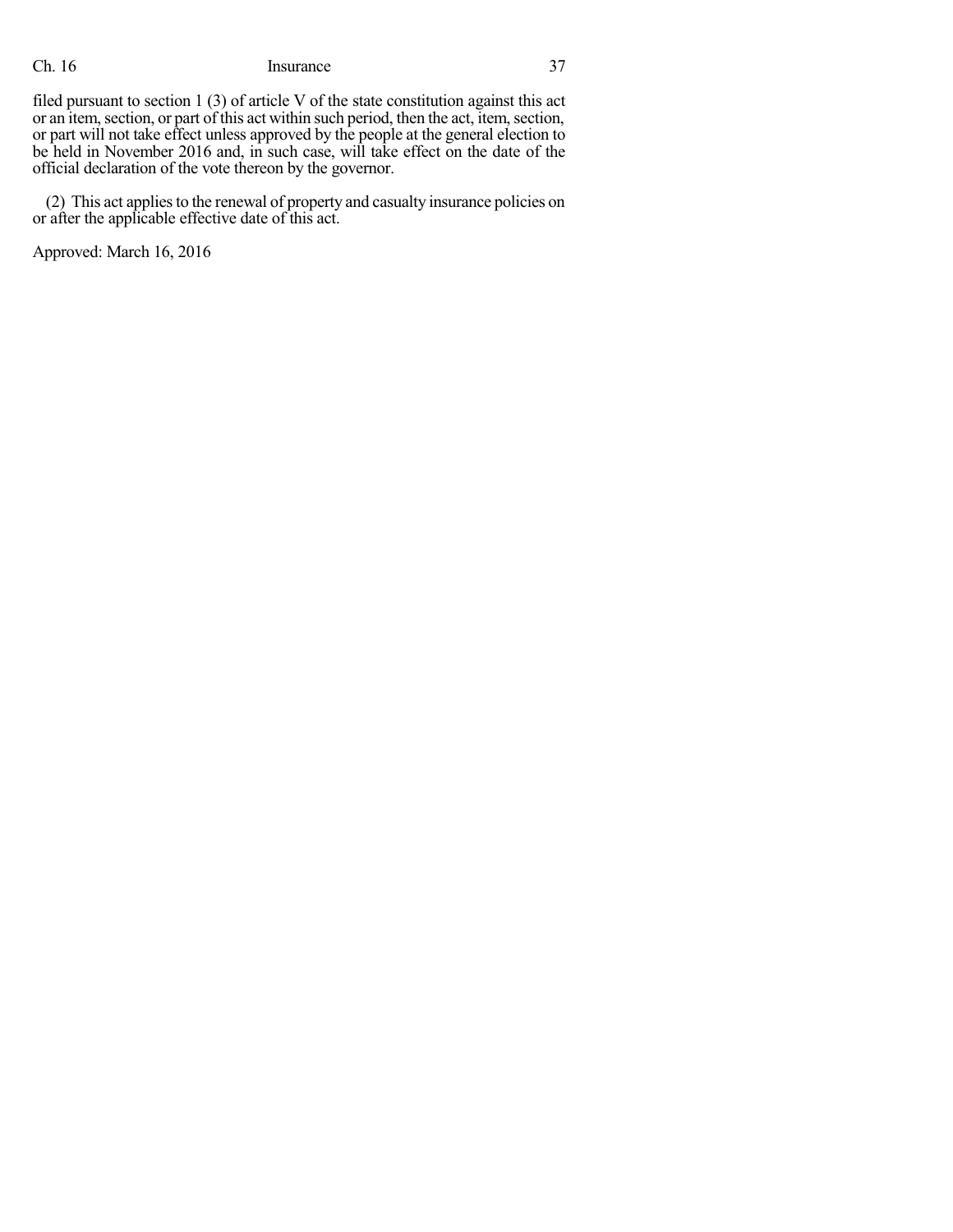filed pursuant to section 1 (3) of article V of the state constitution against this act or an item, section, or part of this act within such period, then the act, item, section, or part will not take effect unless approved by the people at the general election to be held in November 2016 and, in such case, will take effect on the date of the official declaration of the vote thereon by the governor.

(2) This act applies to the renewal of property and casualty insurance policies on or after the applicable effective date of this act.

Approved: March 16, 2016